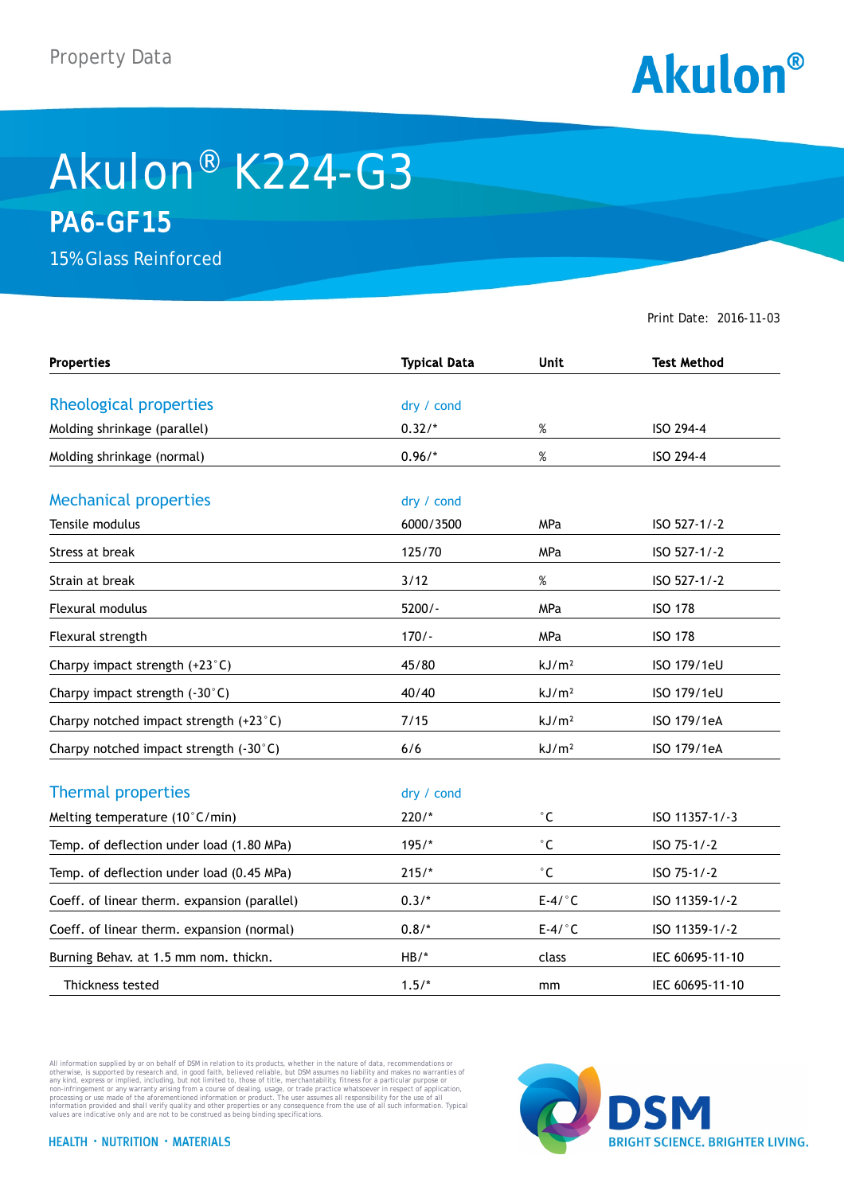Property Data

Akulon®

# Akulon® K224-G3

## PA6-GF15

15% Glass Reinforced

Print Date: 2016-11-03

| Properties | Typical Data | Unit | Test Method |
|---|---|---|---|
| **Rheological properties** | dry / cond | | |
| Molding shrinkage (parallel) | 0.32/* | % | ISO 294-4 |
| Molding shrinkage (normal) | 0.96/* | % | ISO 294-4 |
| **Mechanical properties** | dry / cond | | |
| Tensile modulus | 6000/3500 | MPa | ISO 527-1/-2 |
| Stress at break | 125/70 | MPa | ISO 527-1/-2 |
| Strain at break | 3/12 | % | ISO 527-1/-2 |
| Flexural modulus | 5200/- | MPa | ISO 178 |
| Flexural strength | 170/- | MPa | ISO 178 |
| Charpy impact strength (+23°C) | 45/80 | kJ/m² | ISO 179/1eU |
| Charpy impact strength (-30°C) | 40/40 | kJ/m² | ISO 179/1eU |
| Charpy notched impact strength (+23°C) | 7/15 | kJ/m² | ISO 179/1eA |
| Charpy notched impact strength (-30°C) | 6/6 | kJ/m² | ISO 179/1eA |
| **Thermal properties** | dry / cond | | |
| Melting temperature (10°C/min) | 220/* | °C | ISO 11357-1/-3 |
| Temp. of deflection under load (1.80 MPa) | 195/* | °C | ISO 75-1/-2 |
| Temp. of deflection under load (0.45 MPa) | 215/* | °C | ISO 75-1/-2 |
| Coeff. of linear therm. expansion (parallel) | 0.3/* | E-4/°C | ISO 11359-1/-2 |
| Coeff. of linear therm. expansion (normal) | 0.8/* | E-4/°C | ISO 11359-1/-2 |
| Burning Behav. at 1.5 mm nom. thickn. | HB/* | class | IEC 60695-11-10 |
| Thickness tested | 1.5/* | mm | IEC 60695-11-10 |

All information supplied by or on behalf of DSM in relation to its products, whether in the nature of data, recommendations or otherwise, is supported by research and, in good faith, believed reliable, but DSM assumes no liability and makes no warranties of any kind, express or implied, including, but not limited to, those of title, merchantability, fitness for a particular purpose or non-infringement or any warranty arising from a course of dealing, usage, or trade practice whatsoever in respect of application, processing or use made of the aforementioned information or product. The user assumes all responsibility for the use of all information provided and shall verify quality and other properties or any consequence from the use of all such information. Typical values are indicative only and are not to be construed as being binding specifications.

HEALTH · NUTRITION · MATERIALS

DSM BRIGHT SCIENCE. BRIGHTER LIVING.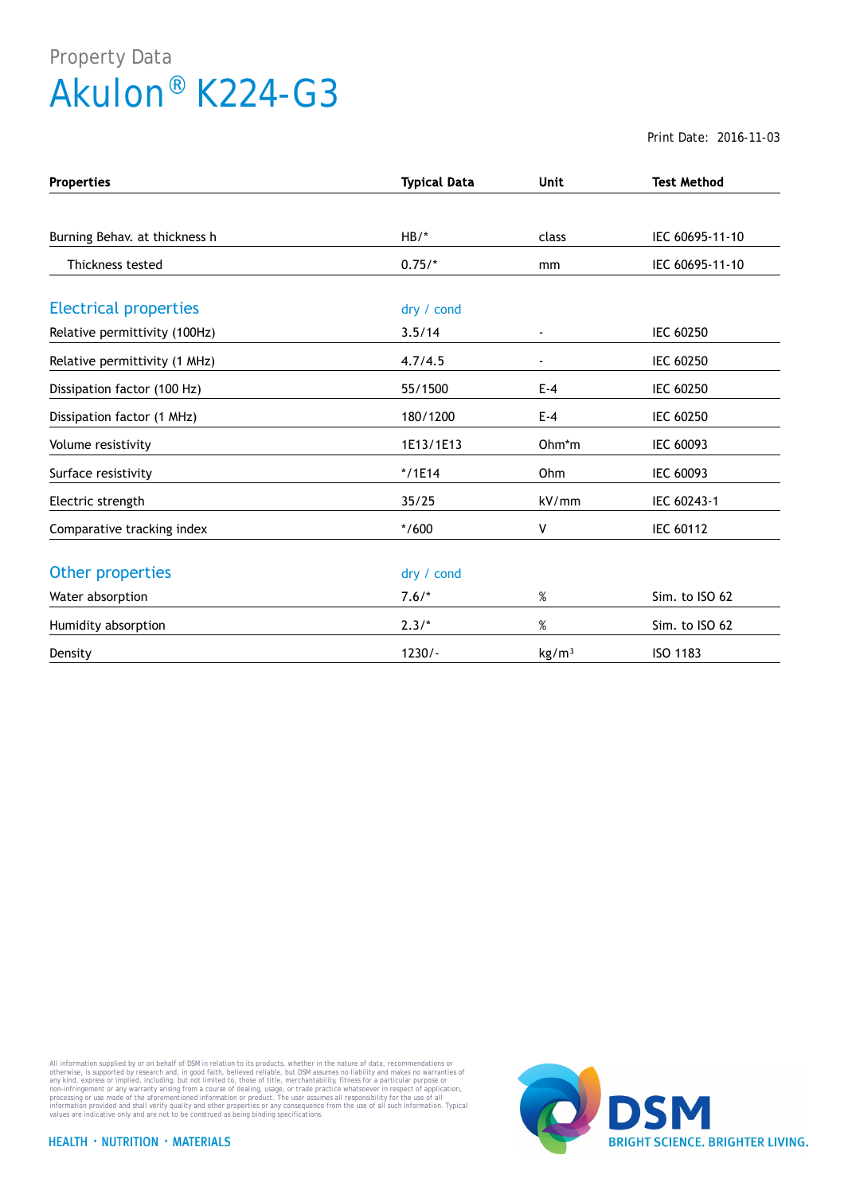Property Data

# Akulon® K224-G3

Print Date: 2016-11-03

| Properties | Typical Data | Unit | Test Method |
|---|---|---|---|
| Burning Behav. at thickness h | HB/* | class | IEC 60695-11-10 |
| Thickness tested | 0.75/* | mm | IEC 60695-11-10 |
| **Electrical properties** | dry / cond | | |
| Relative permittivity (100Hz) | 3.5/14 | - | IEC 60250 |
| Relative permittivity (1 MHz) | 4.7/4.5 | - | IEC 60250 |
| Dissipation factor (100 Hz) | 55/1500 | E-4 | IEC 60250 |
| Dissipation factor (1 MHz) | 180/1200 | E-4 | IEC 60250 |
| Volume resistivity | 1E13/1E13 | Ohm*m | IEC 60093 |
| Surface resistivity | */1E14 | Ohm | IEC 60093 |
| Electric strength | 35/25 | kV/mm | IEC 60243-1 |
| Comparative tracking index | */600 | V | IEC 60112 |
| **Other properties** | dry / cond | | |
| Water absorption | 7.6/* | % | Sim. to ISO 62 |
| Humidity absorption | 2.3/* | % | Sim. to ISO 62 |
| Density | 1230/- | $kg/m^3$ | ISO 1183 |

All information supplied by or on behalf of DSM in relation to its products, whether in the nature of data, recommendations or otherwise, is supported by research and, in good faith, believed reliable, but DSM assumes no liability and makes no warranties of any kind, express or implied, including, but not limited to, those of title, merchantability, fitness for a particular purpose or non-infringement or any warranty arising from a course of dealing, usage, or trade practice whatsoever in respect of application, processing or use made of the aforementioned information or product. The user assumes all responsibility for the use of all information provided and shall verify quality and other properties or any consequence from the use of all such information. Typical values are indicative only and are not to be construed as being binding specifications.

HEALTH · NUTRITION · MATERIALS

DSM BRIGHT SCIENCE. BRIGHTER LIVING.